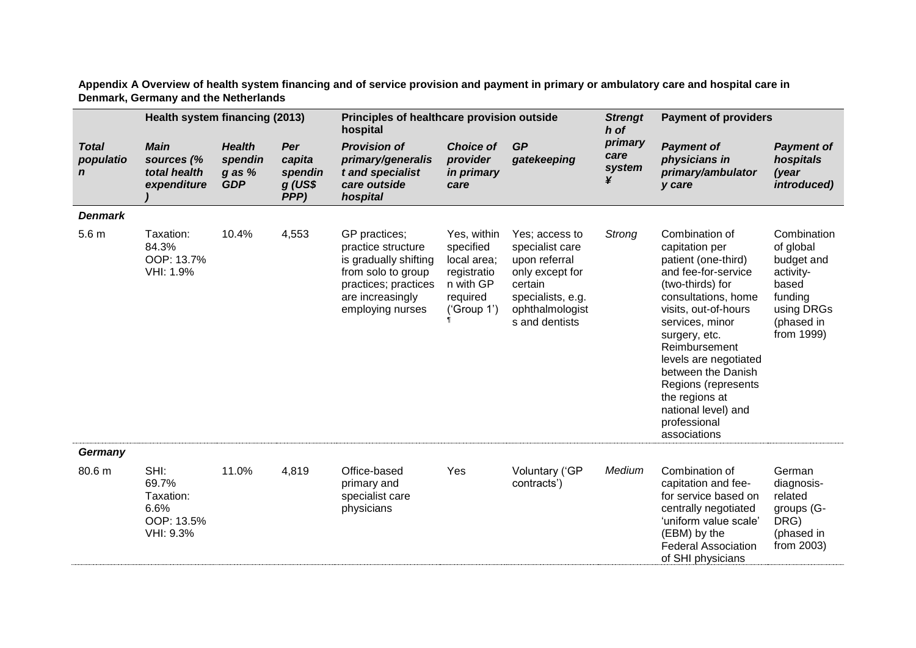**Appendix A Overview of health system financing and of service provision and payment in primary or ambulatory care and hospital care in Denmark, Germany and the Netherlands**

| | Health system financing (2013) | | | Principles of healthcare provision outside hospital | | | Strength of primary care system ¥ | Payment of providers | |
|---|---|---|---|---|---|---|---|---|---|
| *Total population* | *Main sources (% total health expenditure)* | *Health spending as % GDP* | *Per capita spending (US$ PPP)* | *Provision of primary/generalist and specialist care outside hospital* | *Choice of provider in primary care* | *GP gatekeeping* | | *Payment of physicians in primary/ambulatory care* | *Payment of hospitals (year introduced)* |
| ***Denmark*** | | | | | | | | | |
| 5.6 m | Taxation: 84.3%<br>OOP: 13.7%<br>VHI: 1.9% | 10.4% | 4,553 | GP practices; practice structure is gradually shifting from solo to group practices; practices are increasingly employing nurses | Yes, within specified local area; registration with GP required ('Group 1') ¶ | Yes; access to specialist care upon referral only except for certain specialists, e.g. ophthalmologists and dentists | *Strong* | Combination of capitation per patient (one-third) and fee-for-service (two-thirds) for consultations, home visits, out-of-hours services, minor surgery, etc. Reimbursement levels are negotiated between the Danish Regions (represents the regions at national level) and professional associations | Combination of global budget and activity-based funding using DRGs (phased in from 1999) |
| ***Germany*** | | | | | | | | | |
| 80.6 m | SHI: 69.7%<br>Taxation: 6.6%<br>OOP: 13.5%<br>VHI: 9.3% | 11.0% | 4,819 | Office-based primary and specialist care physicians | Yes | Voluntary ('GP contracts') | *Medium* | Combination of capitation and fee-for service based on centrally negotiated 'uniform value scale' (EBM) by the Federal Association of SHI physicians | German diagnosis-related groups (G-DRG) (phased in from 2003) |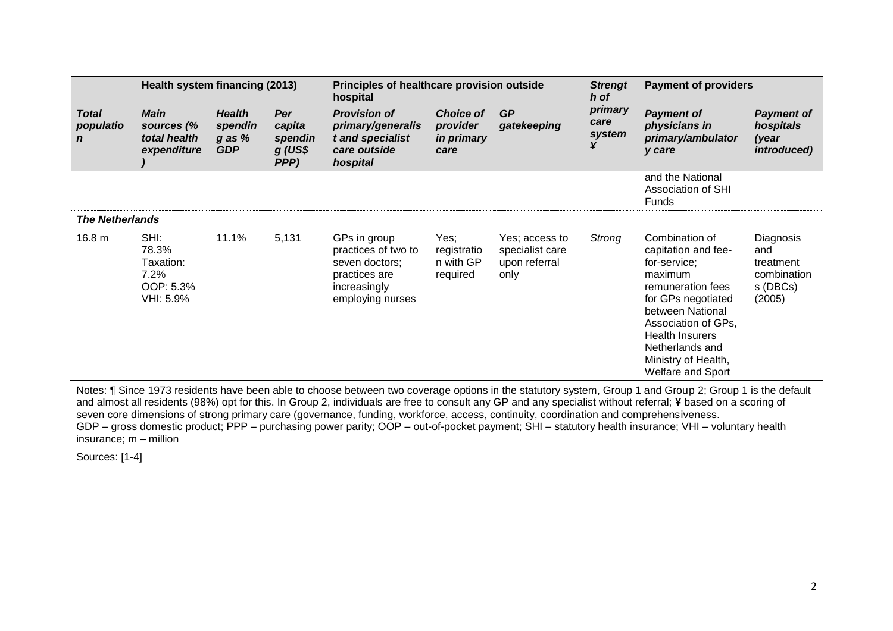| | Health system financing (2013) | | | Principles of healthcare provision outside hospital | | | *Strength of primary care system ¥* | Payment of providers | |
|---|---|---|---|---|---|---|---|---|---|
| *Total population* | *Main sources (% total health expenditure)* | *Health spending as % GDP* | *Per capita spending (US$ PPP)* | *Provision of primary/generalist and specialist care outside hospital* | *Choice of provider in primary care* | *GP gatekeeping* | | *Payment of physicians in primary/ambulatory care* | *Payment of hospitals (year introduced)* |
| | | | | | | | | and the National Association of SHI Funds | |
| ***The Netherlands*** | | | | | | | | | |
| 16.8 m | SHI: 78.3% Taxation: 7.2% OOP: 5.3% VHI: 5.9% | 11.1% | 5,131 | GPs in group practices of two to seven doctors; practices are increasingly employing nurses | Yes; registration with GP required | Yes; access to specialist care upon referral only | *Strong* | Combination of capitation and fee-for-service; maximum remuneration fees for GPs negotiated between National Association of GPs, Health Insurers Netherlands and Ministry of Health, Welfare and Sport | Diagnosis and treatment combinations (DBCs) (2005) |

Notes: ¶ Since 1973 residents have been able to choose between two coverage options in the statutory system, Group 1 and Group 2; Group 1 is the default and almost all residents (98%) opt for this. In Group 2, individuals are free to consult any GP and any specialist without referral; ¥ based on a scoring of seven core dimensions of strong primary care (governance, funding, workforce, access, continuity, coordination and comprehensiveness.
GDP – gross domestic product; PPP – purchasing power parity; OOP – out-of-pocket payment; SHI – statutory health insurance; VHI – voluntary health insurance; m – million

Sources: [1-4]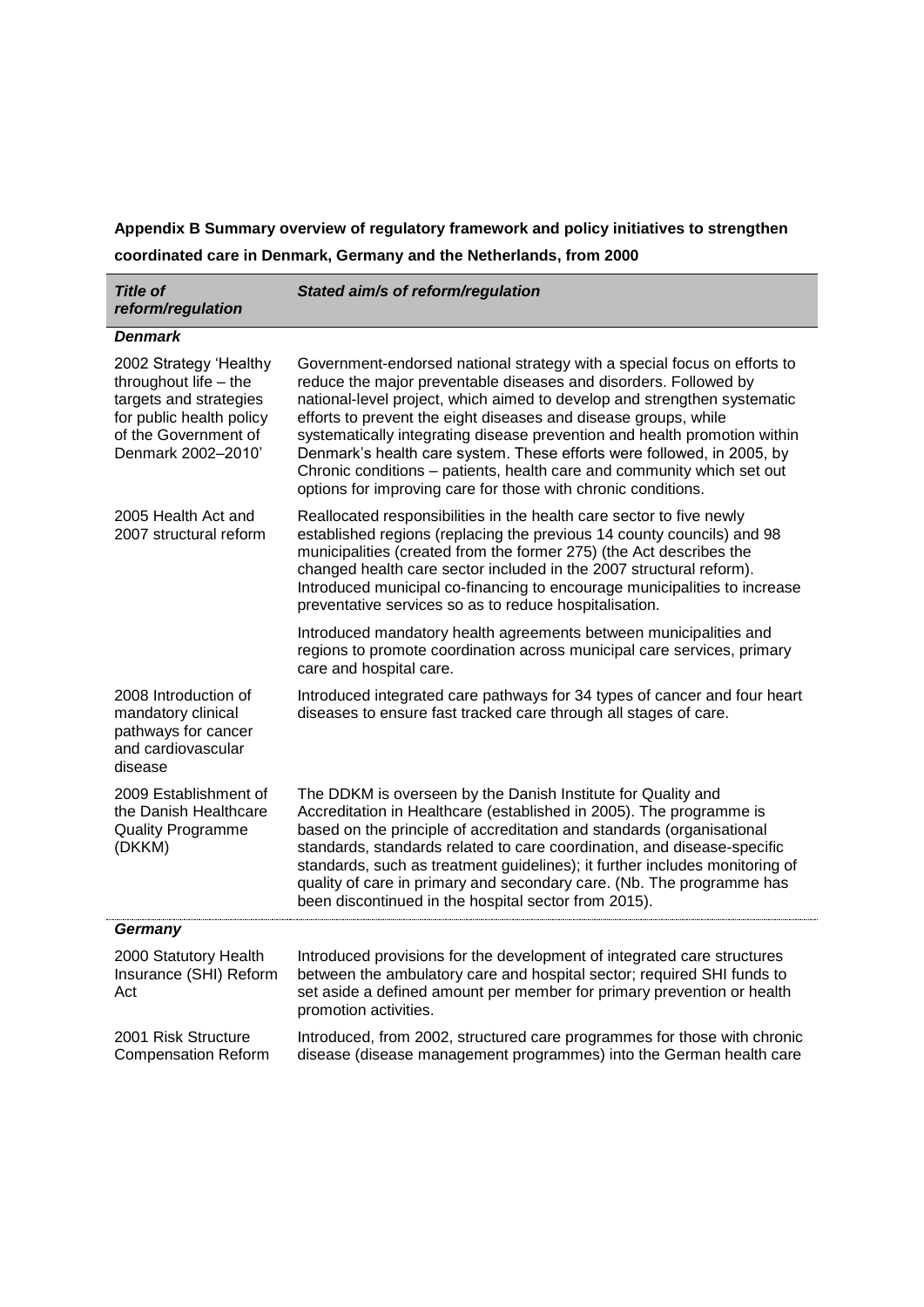**Appendix B Summary overview of regulatory framework and policy initiatives to strengthen coordinated care in Denmark, Germany and the Netherlands, from 2000**

| *Title of reform/regulation* | *Stated aim/s of reform/regulation* |
|---|---|
| ***Denmark*** | |
| 2002 Strategy 'Healthy throughout life – the targets and strategies for public health policy of the Government of Denmark 2002–2010' | Government-endorsed national strategy with a special focus on efforts to reduce the major preventable diseases and disorders. Followed by national-level project, which aimed to develop and strengthen systematic efforts to prevent the eight diseases and disease groups, while systematically integrating disease prevention and health promotion within Denmark's health care system. These efforts were followed, in 2005, by Chronic conditions – patients, health care and community which set out options for improving care for those with chronic conditions. |
| 2005 Health Act and 2007 structural reform | Reallocated responsibilities in the health care sector to five newly established regions (replacing the previous 14 county councils) and 98 municipalities (created from the former 275) (the Act describes the changed health care sector included in the 2007 structural reform). Introduced municipal co-financing to encourage municipalities to increase preventative services so as to reduce hospitalisation. |
| | Introduced mandatory health agreements between municipalities and regions to promote coordination across municipal care services, primary care and hospital care. |
| 2008 Introduction of mandatory clinical pathways for cancer and cardiovascular disease | Introduced integrated care pathways for 34 types of cancer and four heart diseases to ensure fast tracked care through all stages of care. |
| 2009 Establishment of the Danish Healthcare Quality Programme (DKKM) | The DDKM is overseen by the Danish Institute for Quality and Accreditation in Healthcare (established in 2005). The programme is based on the principle of accreditation and standards (organisational standards, standards related to care coordination, and disease-specific standards, such as treatment guidelines); it further includes monitoring of quality of care in primary and secondary care. (Nb. The programme has been discontinued in the hospital sector from 2015). |
| ***Germany*** | |
| 2000 Statutory Health Insurance (SHI) Reform Act | Introduced provisions for the development of integrated care structures between the ambulatory care and hospital sector; required SHI funds to set aside a defined amount per member for primary prevention or health promotion activities. |
| 2001 Risk Structure Compensation Reform | Introduced, from 2002, structured care programmes for those with chronic disease (disease management programmes) into the German health care |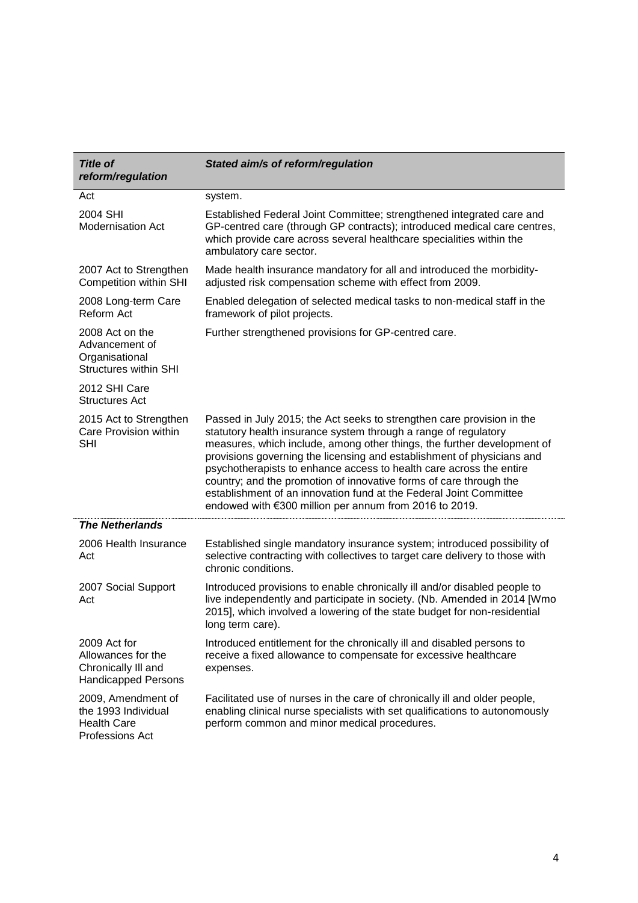| *Title of reform/regulation* | *Stated aim/s of reform/regulation* |
|---|---|
| Act | system. |
| 2004 SHI Modernisation Act | Established Federal Joint Committee; strengthened integrated care and GP-centred care (through GP contracts); introduced medical care centres, which provide care across several healthcare specialities within the ambulatory care sector. |
| 2007 Act to Strengthen Competition within SHI | Made health insurance mandatory for all and introduced the morbidity-adjusted risk compensation scheme with effect from 2009. |
| 2008 Long-term Care Reform Act | Enabled delegation of selected medical tasks to non-medical staff in the framework of pilot projects. |
| 2008 Act on the Advancement of Organisational Structures within SHI | Further strengthened provisions for GP-centred care. |
| 2012 SHI Care Structures Act | |
| 2015 Act to Strengthen Care Provision within SHI | Passed in July 2015; the Act seeks to strengthen care provision in the statutory health insurance system through a range of regulatory measures, which include, among other things, the further development of provisions governing the licensing and establishment of physicians and psychotherapists to enhance access to health care across the entire country; and the promotion of innovative forms of care through the establishment of an innovation fund at the Federal Joint Committee endowed with €300 million per annum from 2016 to 2019. |
| ***The Netherlands*** | |
| 2006 Health Insurance Act | Established single mandatory insurance system; introduced possibility of selective contracting with collectives to target care delivery to those with chronic conditions. |
| 2007 Social Support Act | Introduced provisions to enable chronically ill and/or disabled people to live independently and participate in society. (Nb. Amended in 2014 [Wmo 2015], which involved a lowering of the state budget for non-residential long term care). |
| 2009 Act for Allowances for the Chronically Ill and Handicapped Persons | Introduced entitlement for the chronically ill and disabled persons to receive a fixed allowance to compensate for excessive healthcare expenses. |
| 2009, Amendment of the 1993 Individual Health Care Professions Act | Facilitated use of nurses in the care of chronically ill and older people, enabling clinical nurse specialists with set qualifications to autonomously perform common and minor medical procedures. |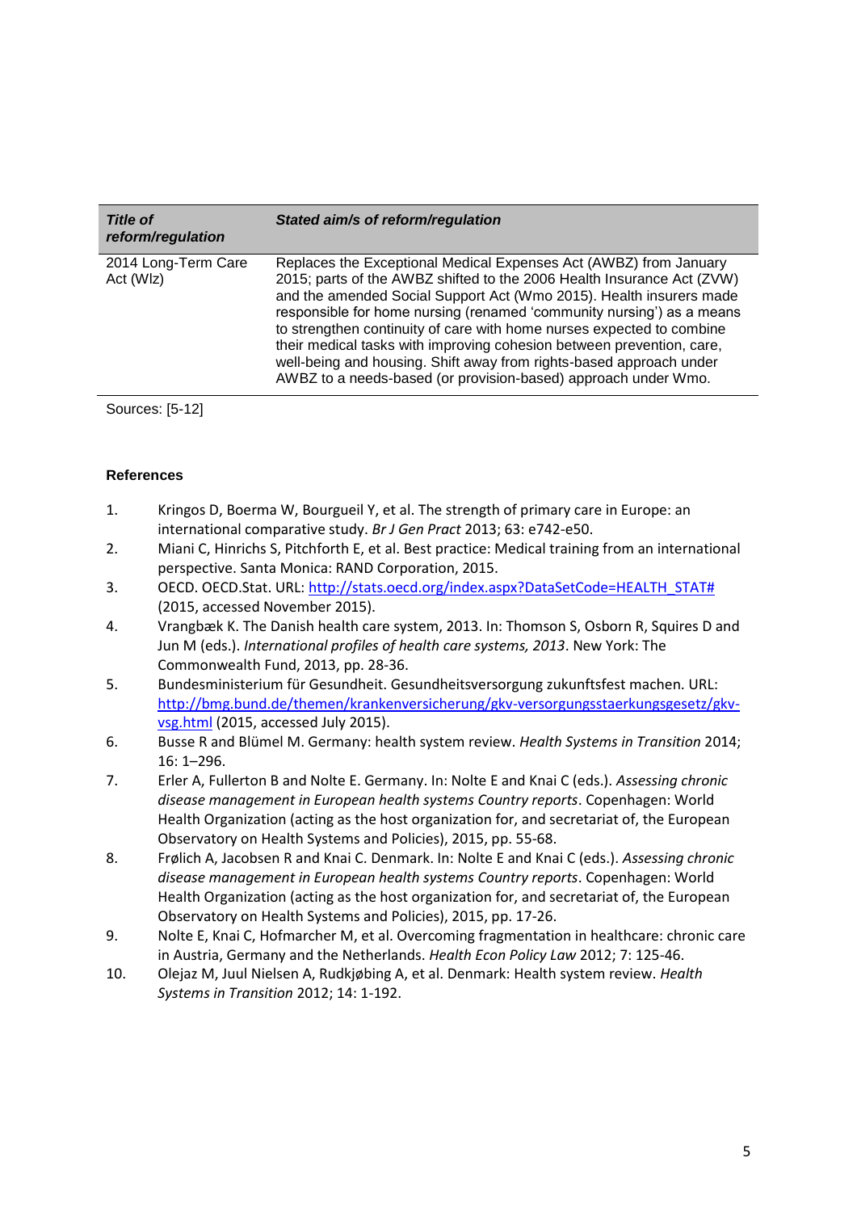| *Title of reform/regulation* | *Stated aim/s of reform/regulation* |
|---|---|
| 2014 Long-Term Care Act (Wlz) | Replaces the Exceptional Medical Expenses Act (AWBZ) from January 2015; parts of the AWBZ shifted to the 2006 Health Insurance Act (ZVW) and the amended Social Support Act (Wmo 2015). Health insurers made responsible for home nursing (renamed 'community nursing') as a means to strengthen continuity of care with home nurses expected to combine their medical tasks with improving cohesion between prevention, care, well-being and housing. Shift away from rights-based approach under AWBZ to a needs-based (or provision-based) approach under Wmo. |

Sources: [5-12]

**References**

1. Kringos D, Boerma W, Bourgueil Y, et al. The strength of primary care in Europe: an international comparative study. *Br J Gen Pract* 2013; 63: e742-e50.
2. Miani C, Hinrichs S, Pitchforth E, et al. Best practice: Medical training from an international perspective. Santa Monica: RAND Corporation, 2015.
3. OECD. OECD.Stat. URL: http://stats.oecd.org/index.aspx?DataSetCode=HEALTH_STAT# (2015, accessed November 2015).
4. Vrangbæk K. The Danish health care system, 2013. In: Thomson S, Osborn R, Squires D and Jun M (eds.). *International profiles of health care systems, 2013*. New York: The Commonwealth Fund, 2013, pp. 28-36.
5. Bundesministerium für Gesundheit. Gesundheitsversorgung zukunftsfest machen. URL: http://bmg.bund.de/themen/krankenversicherung/gkv-versorgungsstaerkungsgesetz/gkv-vsg.html (2015, accessed July 2015).
6. Busse R and Blümel M. Germany: health system review. *Health Systems in Transition* 2014; 16: 1–296.
7. Erler A, Fullerton B and Nolte E. Germany. In: Nolte E and Knai C (eds.). *Assessing chronic disease management in European health systems Country reports*. Copenhagen: World Health Organization (acting as the host organization for, and secretariat of, the European Observatory on Health Systems and Policies), 2015, pp. 55-68.
8. Frølich A, Jacobsen R and Knai C. Denmark. In: Nolte E and Knai C (eds.). *Assessing chronic disease management in European health systems Country reports*. Copenhagen: World Health Organization (acting as the host organization for, and secretariat of, the European Observatory on Health Systems and Policies), 2015, pp. 17-26.
9. Nolte E, Knai C, Hofmarcher M, et al. Overcoming fragmentation in healthcare: chronic care in Austria, Germany and the Netherlands. *Health Econ Policy Law* 2012; 7: 125-46.
10. Olejaz M, Juul Nielsen A, Rudkjøbing A, et al. Denmark: Health system review. *Health Systems in Transition* 2012; 14: 1-192.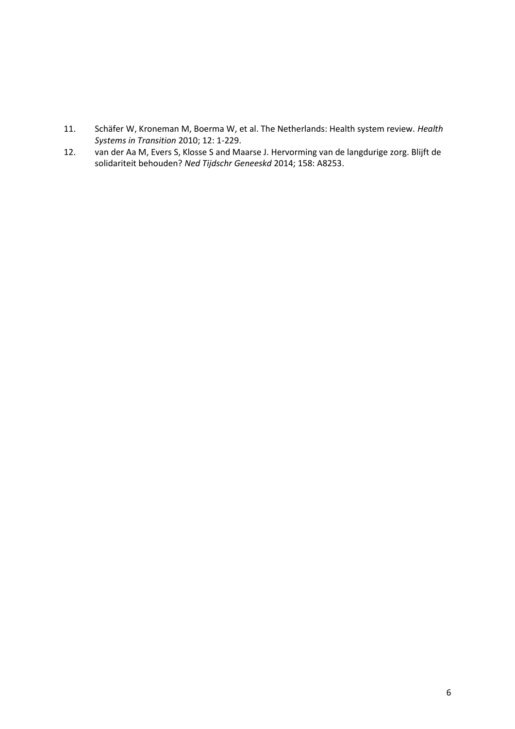11. Schäfer W, Kroneman M, Boerma W, et al. The Netherlands: Health system review. *Health Systems in Transition* 2010; 12: 1-229.
12. van der Aa M, Evers S, Klosse S and Maarse J. Hervorming van de langdurige zorg. Blijft de solidariteit behouden? *Ned Tijdschr Geneeskd* 2014; 158: A8253.